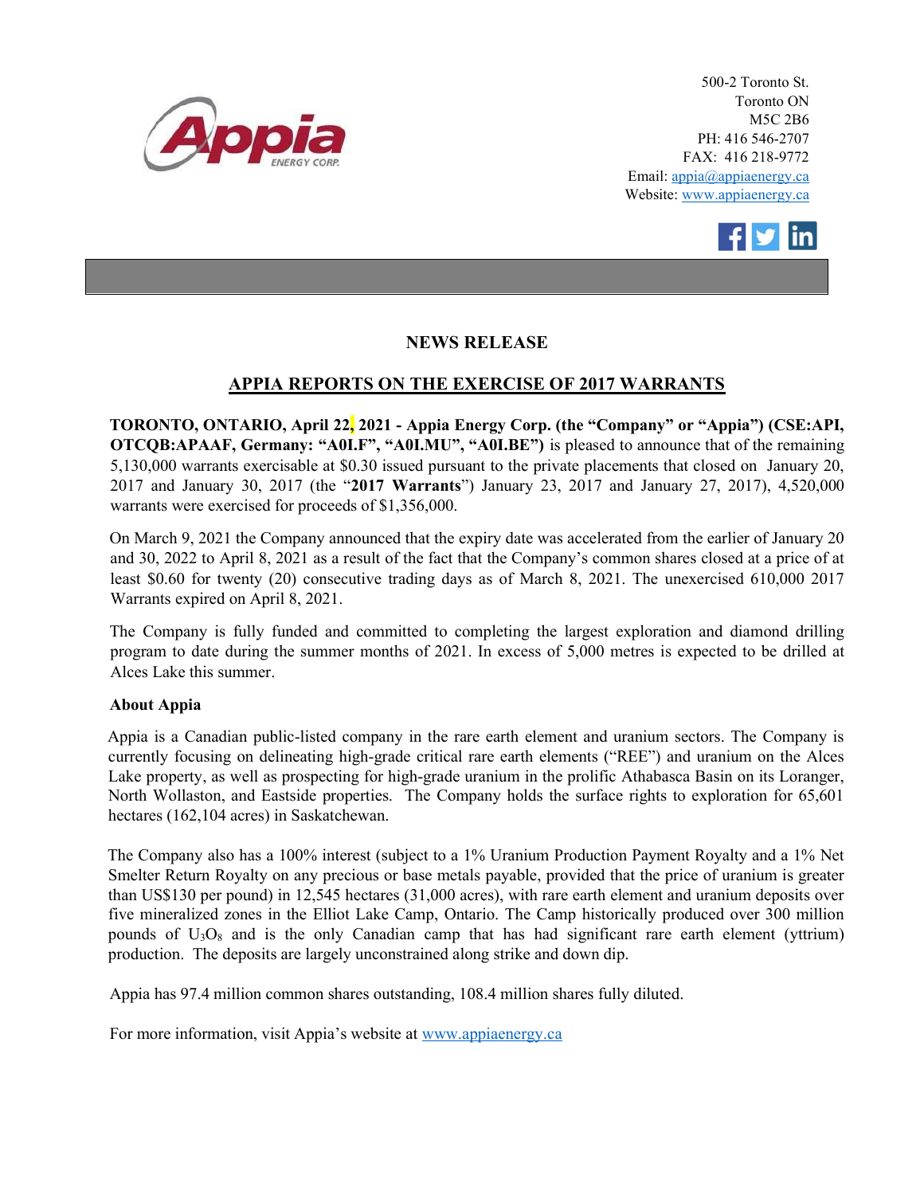500-2 Toronto St.
Toronto ON
M5C 2B6
PH: 416 546-2707
FAX: 416 218-9772
Email: appia@appiaenergy.ca
Website: www.appiaenergy.ca

## NEWS RELEASE

## APPIA REPORTS ON THE EXERCISE OF 2017 WARRANTS

**TORONTO, ONTARIO, April 22, 2021 - Appia Energy Corp. (the "Company" or "Appia") (CSE:API, OTCQB:APAAF, Germany: "A0I.F", "A0I.MU", "A0I.BE")** is pleased to announce that of the remaining 5,130,000 warrants exercisable at $0.30 issued pursuant to the private placements that closed on January 20, 2017 and January 30, 2017 (the "**2017 Warrants**") January 23, 2017 and January 27, 2017), 4,520,000 warrants were exercised for proceeds of $1,356,000.

On March 9, 2021 the Company announced that the expiry date was accelerated from the earlier of January 20 and 30, 2022 to April 8, 2021 as a result of the fact that the Company's common shares closed at a price of at least $0.60 for twenty (20) consecutive trading days as of March 8, 2021. The unexercised 610,000 2017 Warrants expired on April 8, 2021.

The Company is fully funded and committed to completing the largest exploration and diamond drilling program to date during the summer months of 2021. In excess of 5,000 metres is expected to be drilled at Alces Lake this summer.

**About Appia**

Appia is a Canadian public-listed company in the rare earth element and uranium sectors. The Company is currently focusing on delineating high-grade critical rare earth elements ("REE") and uranium on the Alces Lake property, as well as prospecting for high-grade uranium in the prolific Athabasca Basin on its Loranger, North Wollaston, and Eastside properties. The Company holds the surface rights to exploration for 65,601 hectares (162,104 acres) in Saskatchewan.

The Company also has a 100% interest (subject to a 1% Uranium Production Payment Royalty and a 1% Net Smelter Return Royalty on any precious or base metals payable, provided that the price of uranium is greater than US$130 per pound) in 12,545 hectares (31,000 acres), with rare earth element and uranium deposits over five mineralized zones in the Elliot Lake Camp, Ontario. The Camp historically produced over 300 million pounds of $U_3O_8$ and is the only Canadian camp that has had significant rare earth element (yttrium) production. The deposits are largely unconstrained along strike and down dip.

Appia has 97.4 million common shares outstanding, 108.4 million shares fully diluted.

For more information, visit Appia's website at www.appiaenergy.ca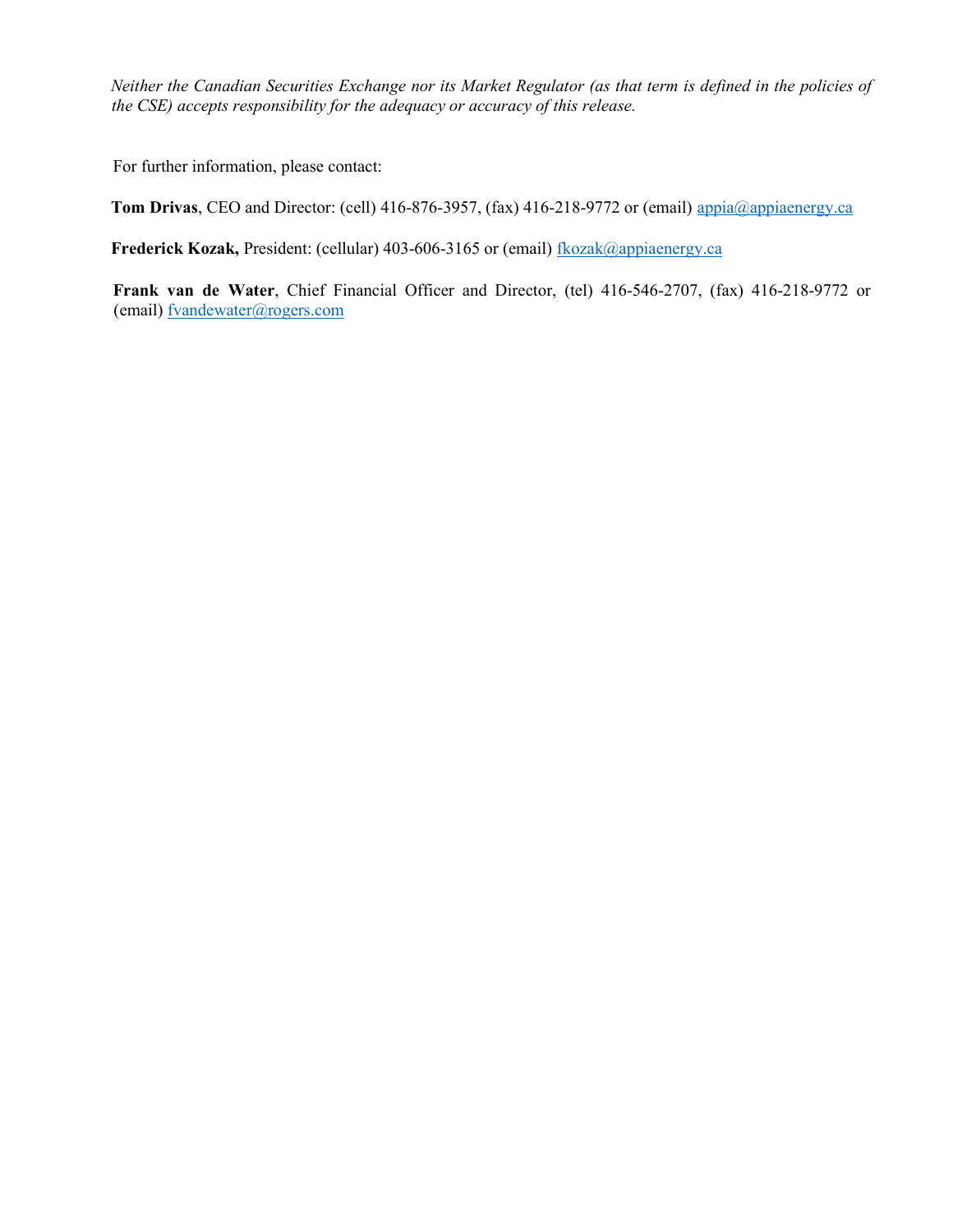*Neither the Canadian Securities Exchange nor its Market Regulator (as that term is defined in the policies of the CSE) accepts responsibility for the adequacy or accuracy of this release.*

For further information, please contact:

**Tom Drivas**, CEO and Director: (cell) 416-876-3957, (fax) 416-218-9772 or (email) appia@appiaenergy.ca

**Frederick Kozak,** President: (cellular) 403-606-3165 or (email) fkozak@appiaenergy.ca

**Frank van de Water**, Chief Financial Officer and Director, (tel) 416-546-2707, (fax) 416-218-9772 or (email) fvandewater@rogers.com